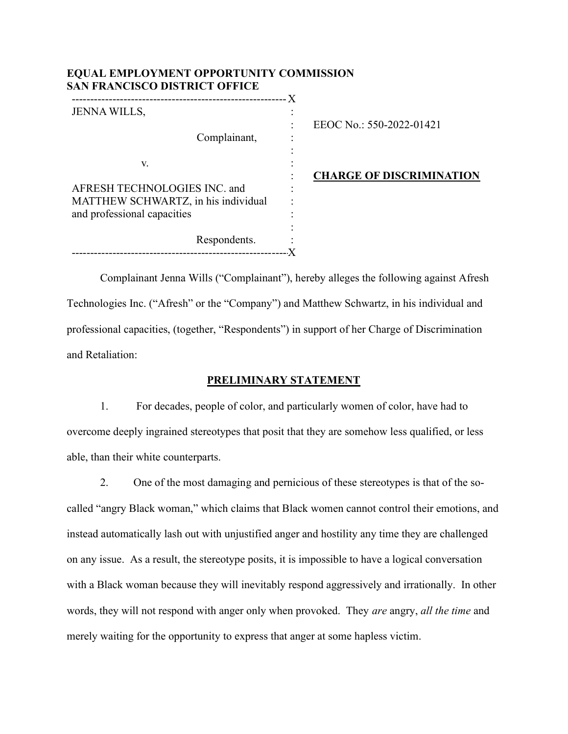**EQUAL EMPLOYMENT OPPORTUNITY COMMISSION**
**SAN FRANCISCO DISTRICT OFFICE**

| | |
|---|---|
| JENNA WILLS,<br><br>Complainant,<br><br>v.<br><br>AFRESH TECHNOLOGIES INC. and MATTHEW SCHWARTZ, in his individual and professional capacities<br><br>Respondents. | EEOC No.: 550-2022-01421<br><br>**CHARGE OF DISCRIMINATION** |

Complainant Jenna Wills ("Complainant"), hereby alleges the following against Afresh Technologies Inc. ("Afresh" or the "Company") and Matthew Schwartz, in his individual and professional capacities, (together, "Respondents") in support of her Charge of Discrimination and Retaliation:

## PRELIMINARY STATEMENT

1. For decades, people of color, and particularly women of color, have had to overcome deeply ingrained stereotypes that posit that they are somehow less qualified, or less able, than their white counterparts.

2. One of the most damaging and pernicious of these stereotypes is that of the so-called "angry Black woman," which claims that Black women cannot control their emotions, and instead automatically lash out with unjustified anger and hostility any time they are challenged on any issue. As a result, the stereotype posits, it is impossible to have a logical conversation with a Black woman because they will inevitably respond aggressively and irrationally. In other words, they will not respond with anger only when provoked. They *are* angry, *all the time* and merely waiting for the opportunity to express that anger at some hapless victim.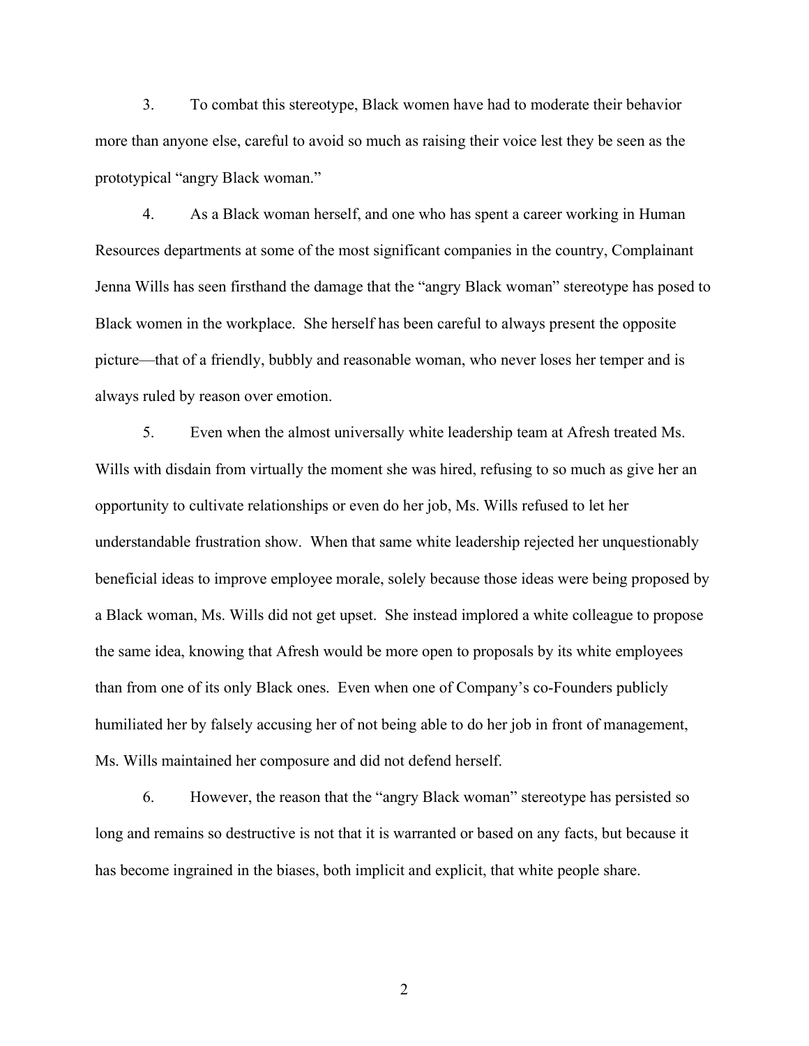3. To combat this stereotype, Black women have had to moderate their behavior more than anyone else, careful to avoid so much as raising their voice lest they be seen as the prototypical "angry Black woman."

4. As a Black woman herself, and one who has spent a career working in Human Resources departments at some of the most significant companies in the country, Complainant Jenna Wills has seen firsthand the damage that the "angry Black woman" stereotype has posed to Black women in the workplace. She herself has been careful to always present the opposite picture—that of a friendly, bubbly and reasonable woman, who never loses her temper and is always ruled by reason over emotion.

5. Even when the almost universally white leadership team at Afresh treated Ms. Wills with disdain from virtually the moment she was hired, refusing to so much as give her an opportunity to cultivate relationships or even do her job, Ms. Wills refused to let her understandable frustration show. When that same white leadership rejected her unquestionably beneficial ideas to improve employee morale, solely because those ideas were being proposed by a Black woman, Ms. Wills did not get upset. She instead implored a white colleague to propose the same idea, knowing that Afresh would be more open to proposals by its white employees than from one of its only Black ones. Even when one of Company's co-Founders publicly humiliated her by falsely accusing her of not being able to do her job in front of management, Ms. Wills maintained her composure and did not defend herself.

6. However, the reason that the "angry Black woman" stereotype has persisted so long and remains so destructive is not that it is warranted or based on any facts, but because it has become ingrained in the biases, both implicit and explicit, that white people share.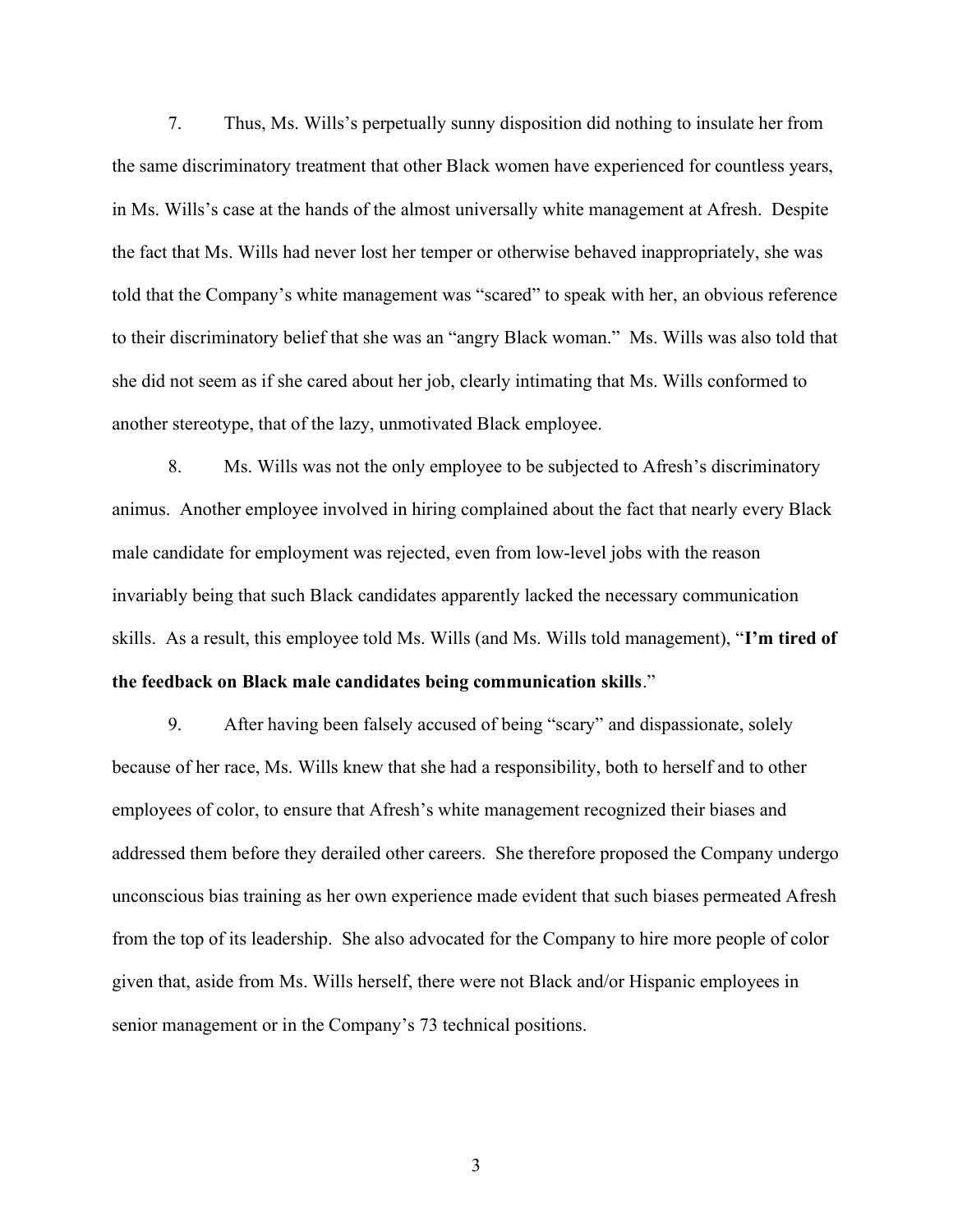7. Thus, Ms. Wills's perpetually sunny disposition did nothing to insulate her from the same discriminatory treatment that other Black women have experienced for countless years, in Ms. Wills's case at the hands of the almost universally white management at Afresh. Despite the fact that Ms. Wills had never lost her temper or otherwise behaved inappropriately, she was told that the Company's white management was "scared" to speak with her, an obvious reference to their discriminatory belief that she was an "angry Black woman." Ms. Wills was also told that she did not seem as if she cared about her job, clearly intimating that Ms. Wills conformed to another stereotype, that of the lazy, unmotivated Black employee.

8. Ms. Wills was not the only employee to be subjected to Afresh's discriminatory animus. Another employee involved in hiring complained about the fact that nearly every Black male candidate for employment was rejected, even from low-level jobs with the reason invariably being that such Black candidates apparently lacked the necessary communication skills. As a result, this employee told Ms. Wills (and Ms. Wills told management), "**I'm tired of the feedback on Black male candidates being communication skills**."

9. After having been falsely accused of being "scary" and dispassionate, solely because of her race, Ms. Wills knew that she had a responsibility, both to herself and to other employees of color, to ensure that Afresh's white management recognized their biases and addressed them before they derailed other careers. She therefore proposed the Company undergo unconscious bias training as her own experience made evident that such biases permeated Afresh from the top of its leadership. She also advocated for the Company to hire more people of color given that, aside from Ms. Wills herself, there were not Black and/or Hispanic employees in senior management or in the Company's 73 technical positions.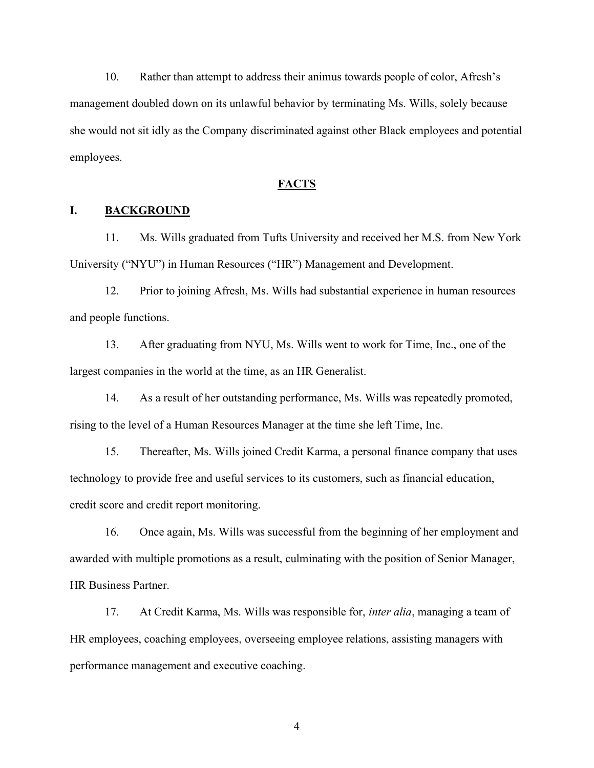10. Rather than attempt to address their animus towards people of color, Afresh's management doubled down on its unlawful behavior by terminating Ms. Wills, solely because she would not sit idly as the Company discriminated against other Black employees and potential employees.

## FACTS

### I. BACKGROUND

11. Ms. Wills graduated from Tufts University and received her M.S. from New York University ("NYU") in Human Resources ("HR") Management and Development.

12. Prior to joining Afresh, Ms. Wills had substantial experience in human resources and people functions.

13. After graduating from NYU, Ms. Wills went to work for Time, Inc., one of the largest companies in the world at the time, as an HR Generalist.

14. As a result of her outstanding performance, Ms. Wills was repeatedly promoted, rising to the level of a Human Resources Manager at the time she left Time, Inc.

15. Thereafter, Ms. Wills joined Credit Karma, a personal finance company that uses technology to provide free and useful services to its customers, such as financial education, credit score and credit report monitoring.

16. Once again, Ms. Wills was successful from the beginning of her employment and awarded with multiple promotions as a result, culminating with the position of Senior Manager, HR Business Partner.

17. At Credit Karma, Ms. Wills was responsible for, *inter alia*, managing a team of HR employees, coaching employees, overseeing employee relations, assisting managers with performance management and executive coaching.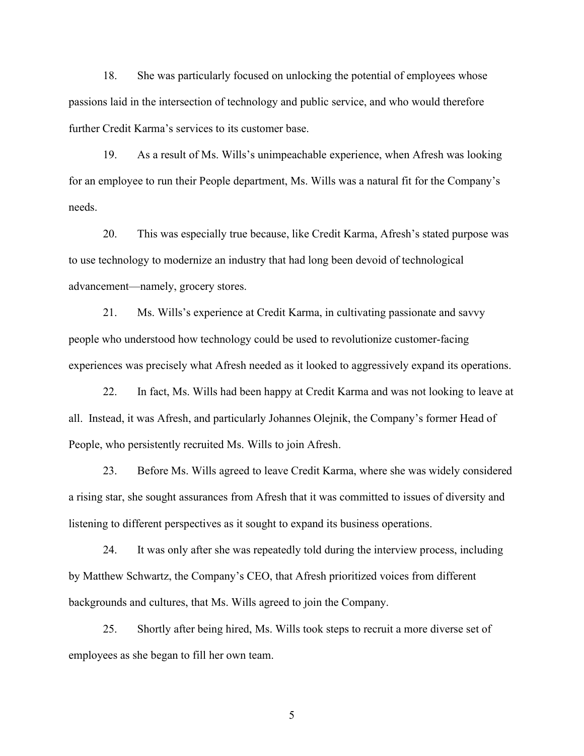18. She was particularly focused on unlocking the potential of employees whose passions laid in the intersection of technology and public service, and who would therefore further Credit Karma's services to its customer base.

19. As a result of Ms. Wills's unimpeachable experience, when Afresh was looking for an employee to run their People department, Ms. Wills was a natural fit for the Company's needs.

20. This was especially true because, like Credit Karma, Afresh's stated purpose was to use technology to modernize an industry that had long been devoid of technological advancement—namely, grocery stores.

21. Ms. Wills's experience at Credit Karma, in cultivating passionate and savvy people who understood how technology could be used to revolutionize customer-facing experiences was precisely what Afresh needed as it looked to aggressively expand its operations.

22. In fact, Ms. Wills had been happy at Credit Karma and was not looking to leave at all. Instead, it was Afresh, and particularly Johannes Olejnik, the Company's former Head of People, who persistently recruited Ms. Wills to join Afresh.

23. Before Ms. Wills agreed to leave Credit Karma, where she was widely considered a rising star, she sought assurances from Afresh that it was committed to issues of diversity and listening to different perspectives as it sought to expand its business operations.

24. It was only after she was repeatedly told during the interview process, including by Matthew Schwartz, the Company's CEO, that Afresh prioritized voices from different backgrounds and cultures, that Ms. Wills agreed to join the Company.

25. Shortly after being hired, Ms. Wills took steps to recruit a more diverse set of employees as she began to fill her own team.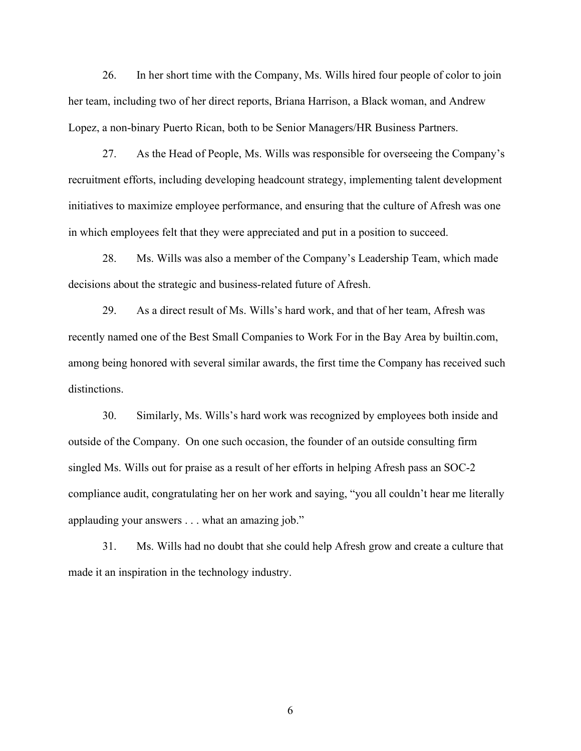26. In her short time with the Company, Ms. Wills hired four people of color to join her team, including two of her direct reports, Briana Harrison, a Black woman, and Andrew Lopez, a non-binary Puerto Rican, both to be Senior Managers/HR Business Partners.

27. As the Head of People, Ms. Wills was responsible for overseeing the Company's recruitment efforts, including developing headcount strategy, implementing talent development initiatives to maximize employee performance, and ensuring that the culture of Afresh was one in which employees felt that they were appreciated and put in a position to succeed.

28. Ms. Wills was also a member of the Company's Leadership Team, which made decisions about the strategic and business-related future of Afresh.

29. As a direct result of Ms. Wills's hard work, and that of her team, Afresh was recently named one of the Best Small Companies to Work For in the Bay Area by builtin.com, among being honored with several similar awards, the first time the Company has received such distinctions.

30. Similarly, Ms. Wills's hard work was recognized by employees both inside and outside of the Company. On one such occasion, the founder of an outside consulting firm singled Ms. Wills out for praise as a result of her efforts in helping Afresh pass an SOC-2 compliance audit, congratulating her on her work and saying, "you all couldn't hear me literally applauding your answers . . . what an amazing job."

31. Ms. Wills had no doubt that she could help Afresh grow and create a culture that made it an inspiration in the technology industry.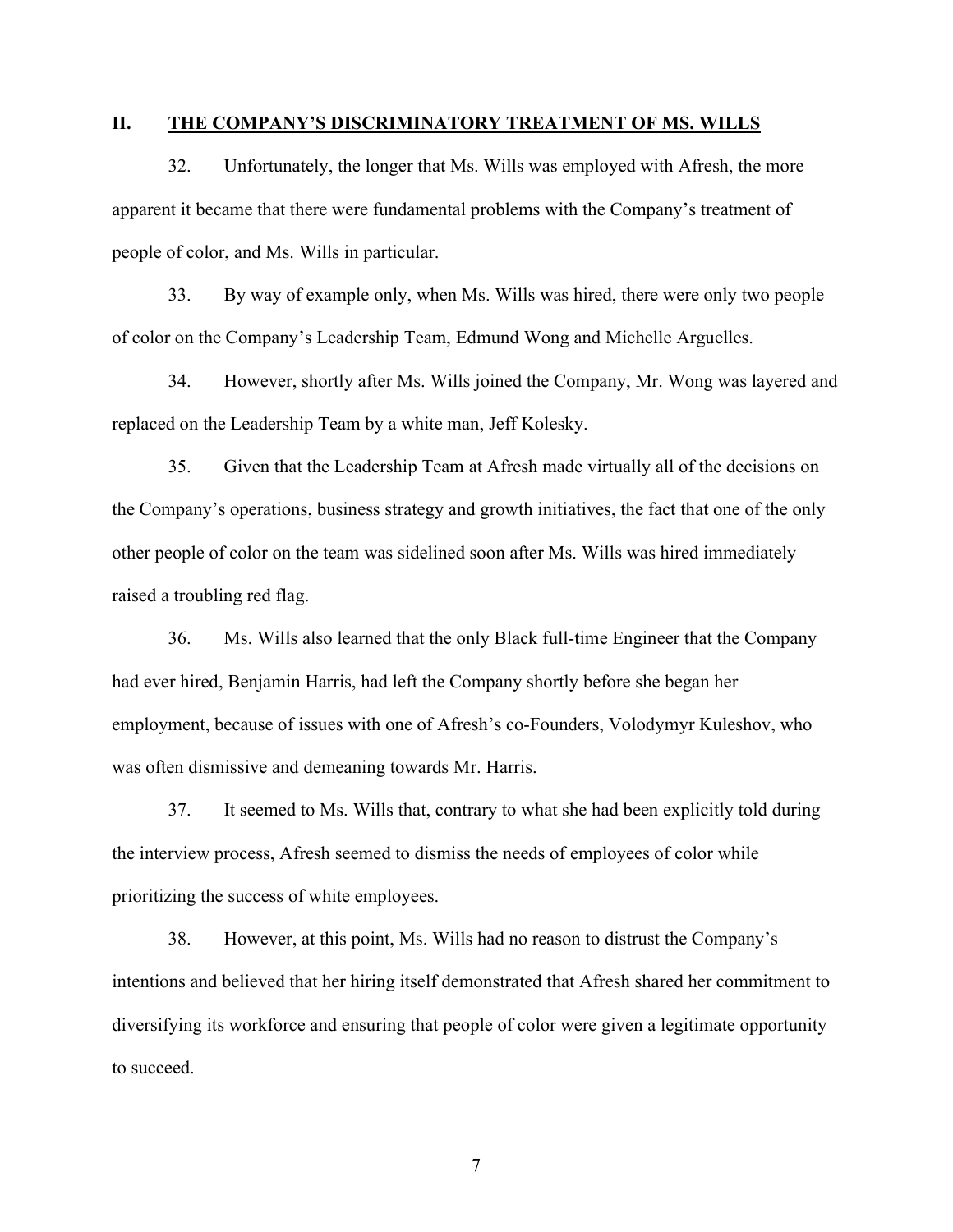## II. <u>THE COMPANY'S DISCRIMINATORY TREATMENT OF MS. WILLS</u>

32. Unfortunately, the longer that Ms. Wills was employed with Afresh, the more apparent it became that there were fundamental problems with the Company's treatment of people of color, and Ms. Wills in particular.

33. By way of example only, when Ms. Wills was hired, there were only two people of color on the Company's Leadership Team, Edmund Wong and Michelle Arguelles.

34. However, shortly after Ms. Wills joined the Company, Mr. Wong was layered and replaced on the Leadership Team by a white man, Jeff Kolesky.

35. Given that the Leadership Team at Afresh made virtually all of the decisions on the Company's operations, business strategy and growth initiatives, the fact that one of the only other people of color on the team was sidelined soon after Ms. Wills was hired immediately raised a troubling red flag.

36. Ms. Wills also learned that the only Black full-time Engineer that the Company had ever hired, Benjamin Harris, had left the Company shortly before she began her employment, because of issues with one of Afresh's co-Founders, Volodymyr Kuleshov, who was often dismissive and demeaning towards Mr. Harris.

37. It seemed to Ms. Wills that, contrary to what she had been explicitly told during the interview process, Afresh seemed to dismiss the needs of employees of color while prioritizing the success of white employees.

38. However, at this point, Ms. Wills had no reason to distrust the Company's intentions and believed that her hiring itself demonstrated that Afresh shared her commitment to diversifying its workforce and ensuring that people of color were given a legitimate opportunity to succeed.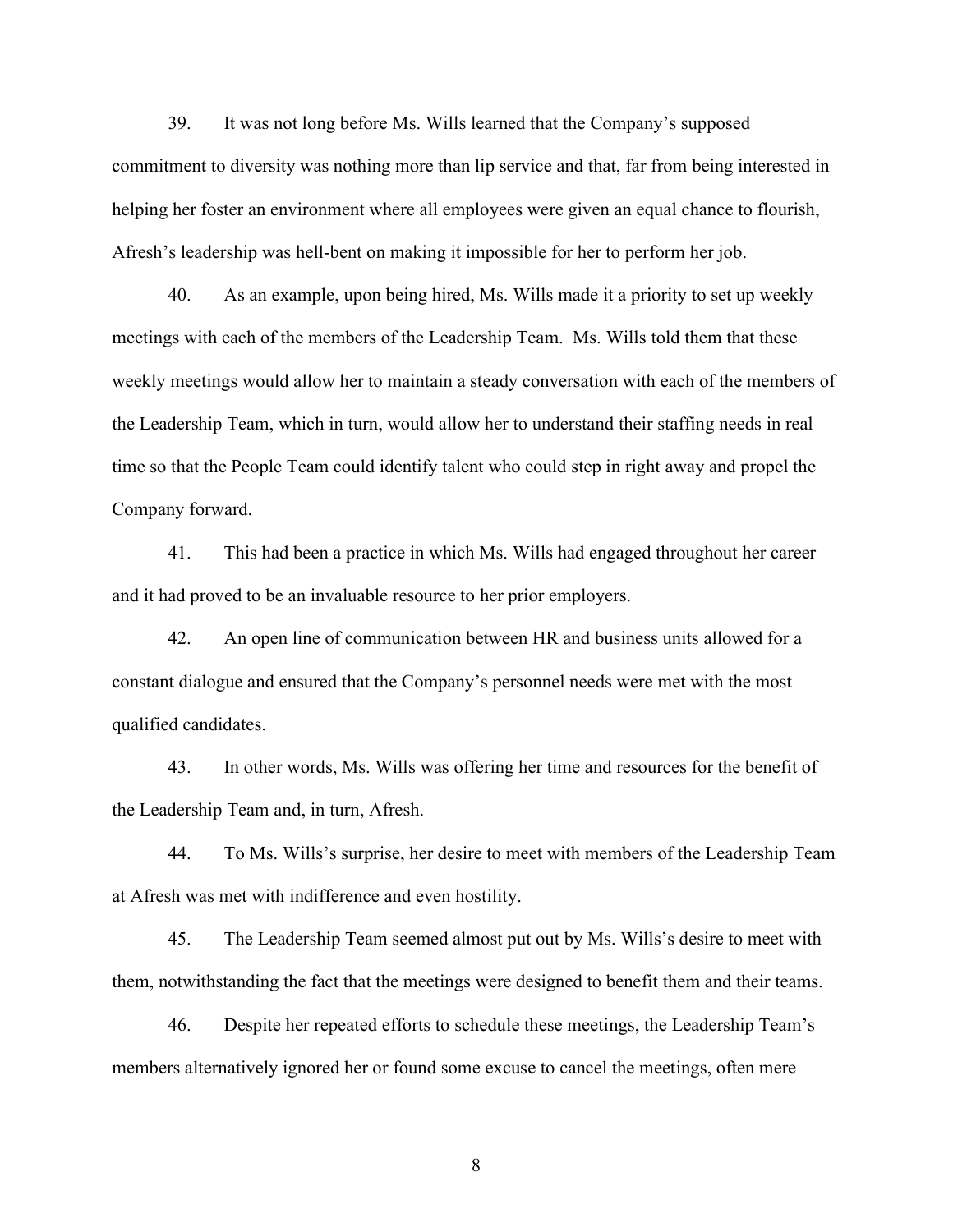39. It was not long before Ms. Wills learned that the Company's supposed commitment to diversity was nothing more than lip service and that, far from being interested in helping her foster an environment where all employees were given an equal chance to flourish, Afresh's leadership was hell-bent on making it impossible for her to perform her job.

40. As an example, upon being hired, Ms. Wills made it a priority to set up weekly meetings with each of the members of the Leadership Team. Ms. Wills told them that these weekly meetings would allow her to maintain a steady conversation with each of the members of the Leadership Team, which in turn, would allow her to understand their staffing needs in real time so that the People Team could identify talent who could step in right away and propel the Company forward.

41. This had been a practice in which Ms. Wills had engaged throughout her career and it had proved to be an invaluable resource to her prior employers.

42. An open line of communication between HR and business units allowed for a constant dialogue and ensured that the Company's personnel needs were met with the most qualified candidates.

43. In other words, Ms. Wills was offering her time and resources for the benefit of the Leadership Team and, in turn, Afresh.

44. To Ms. Wills's surprise, her desire to meet with members of the Leadership Team at Afresh was met with indifference and even hostility.

45. The Leadership Team seemed almost put out by Ms. Wills's desire to meet with them, notwithstanding the fact that the meetings were designed to benefit them and their teams.

46. Despite her repeated efforts to schedule these meetings, the Leadership Team's members alternatively ignored her or found some excuse to cancel the meetings, often mere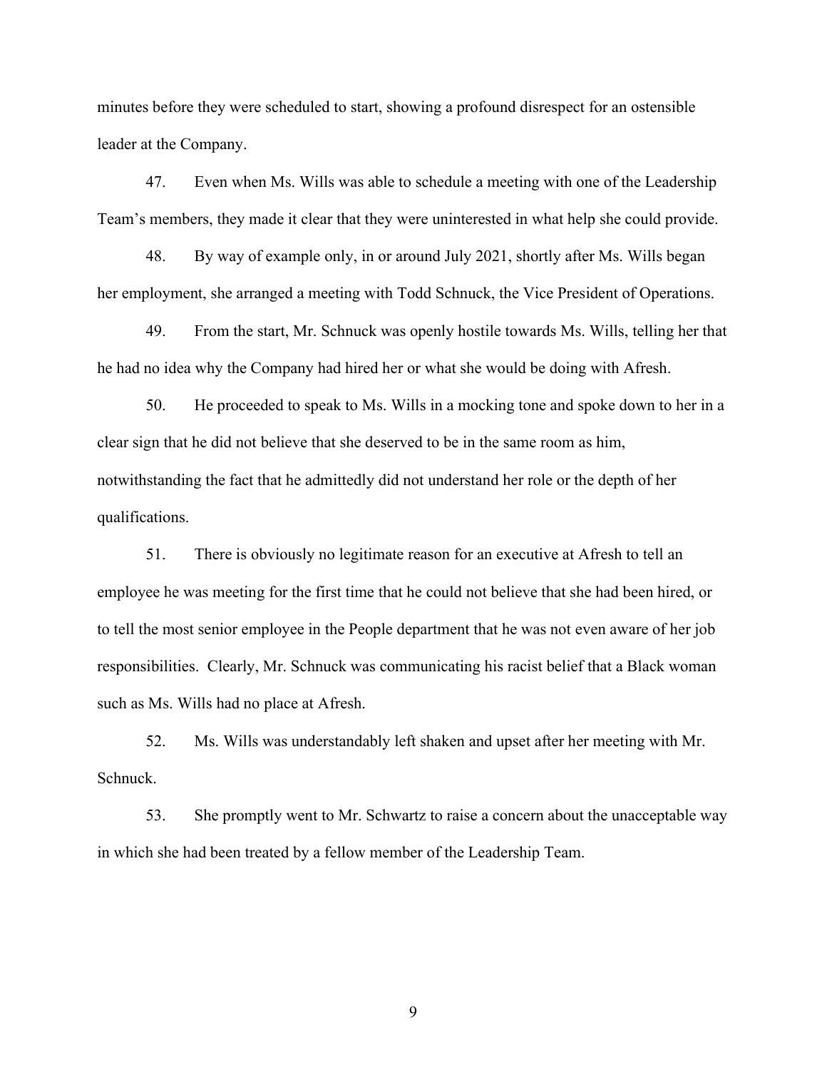minutes before they were scheduled to start, showing a profound disrespect for an ostensible leader at the Company.

47. Even when Ms. Wills was able to schedule a meeting with one of the Leadership Team's members, they made it clear that they were uninterested in what help she could provide.

48. By way of example only, in or around July 2021, shortly after Ms. Wills began her employment, she arranged a meeting with Todd Schnuck, the Vice President of Operations.

49. From the start, Mr. Schnuck was openly hostile towards Ms. Wills, telling her that he had no idea why the Company had hired her or what she would be doing with Afresh.

50. He proceeded to speak to Ms. Wills in a mocking tone and spoke down to her in a clear sign that he did not believe that she deserved to be in the same room as him, notwithstanding the fact that he admittedly did not understand her role or the depth of her qualifications.

51. There is obviously no legitimate reason for an executive at Afresh to tell an employee he was meeting for the first time that he could not believe that she had been hired, or to tell the most senior employee in the People department that he was not even aware of her job responsibilities. Clearly, Mr. Schnuck was communicating his racist belief that a Black woman such as Ms. Wills had no place at Afresh.

52. Ms. Wills was understandably left shaken and upset after her meeting with Mr. Schnuck.

53. She promptly went to Mr. Schwartz to raise a concern about the unacceptable way in which she had been treated by a fellow member of the Leadership Team.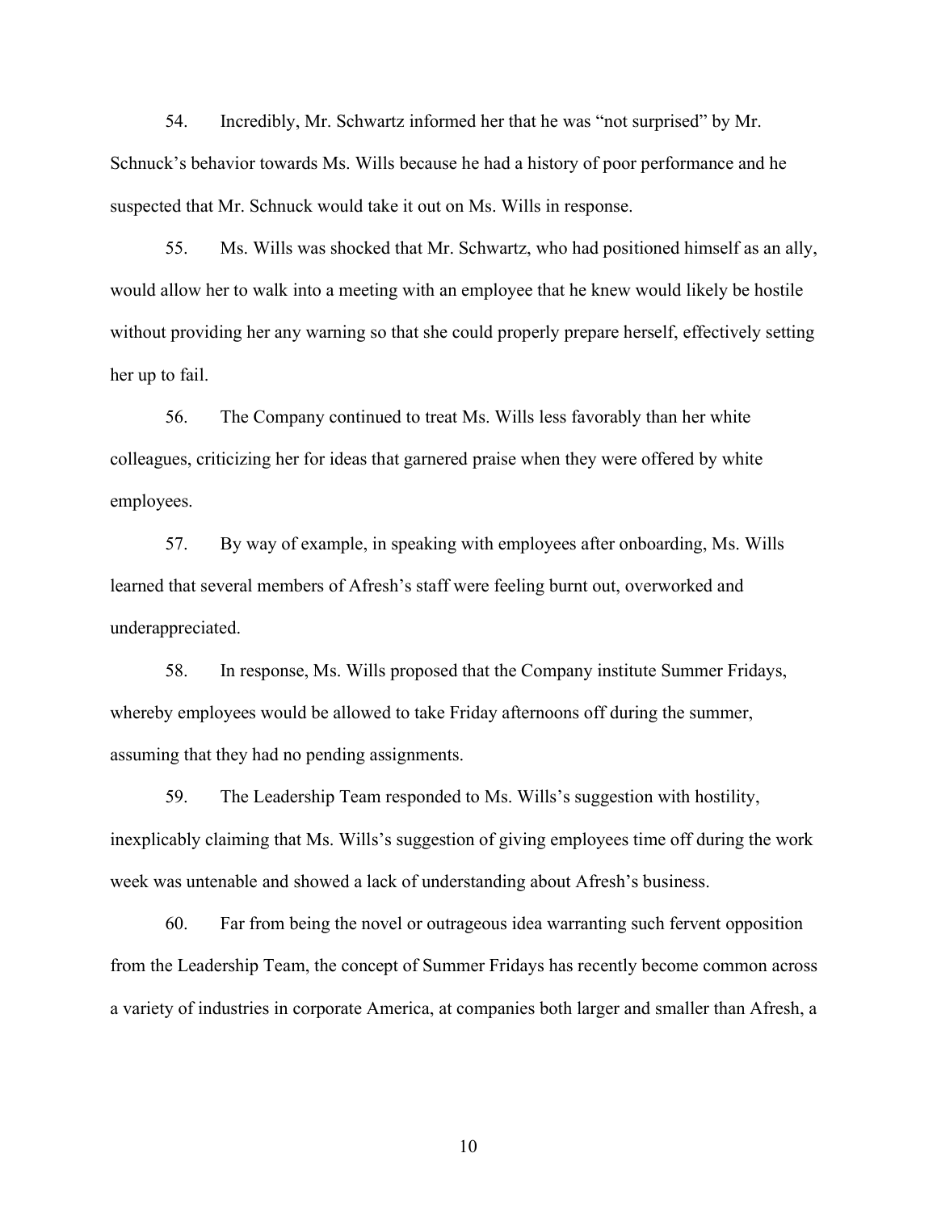54. Incredibly, Mr. Schwartz informed her that he was "not surprised" by Mr. Schnuck's behavior towards Ms. Wills because he had a history of poor performance and he suspected that Mr. Schnuck would take it out on Ms. Wills in response.

55. Ms. Wills was shocked that Mr. Schwartz, who had positioned himself as an ally, would allow her to walk into a meeting with an employee that he knew would likely be hostile without providing her any warning so that she could properly prepare herself, effectively setting her up to fail.

56. The Company continued to treat Ms. Wills less favorably than her white colleagues, criticizing her for ideas that garnered praise when they were offered by white employees.

57. By way of example, in speaking with employees after onboarding, Ms. Wills learned that several members of Afresh's staff were feeling burnt out, overworked and underappreciated.

58. In response, Ms. Wills proposed that the Company institute Summer Fridays, whereby employees would be allowed to take Friday afternoons off during the summer, assuming that they had no pending assignments.

59. The Leadership Team responded to Ms. Wills's suggestion with hostility, inexplicably claiming that Ms. Wills's suggestion of giving employees time off during the work week was untenable and showed a lack of understanding about Afresh's business.

60. Far from being the novel or outrageous idea warranting such fervent opposition from the Leadership Team, the concept of Summer Fridays has recently become common across a variety of industries in corporate America, at companies both larger and smaller than Afresh, a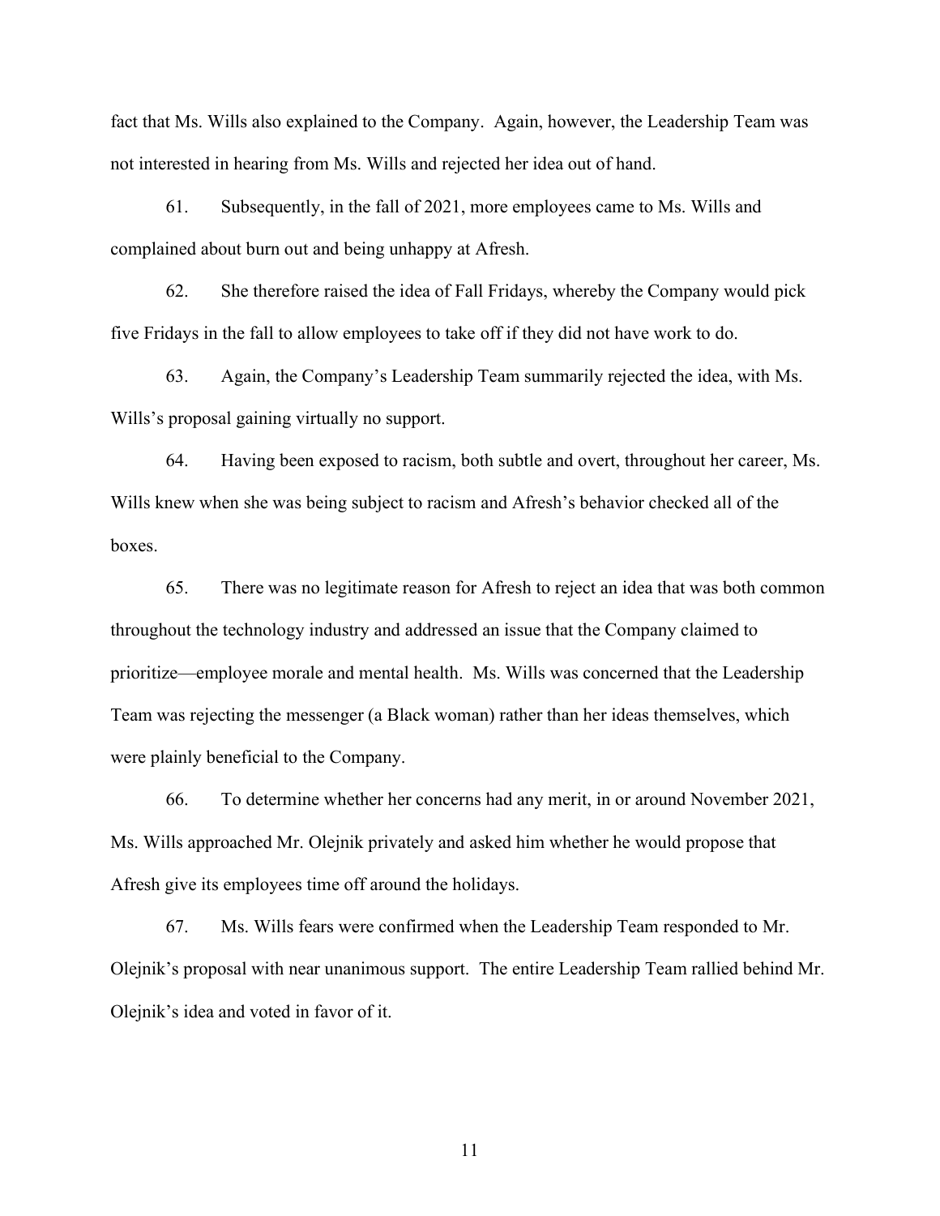fact that Ms. Wills also explained to the Company. Again, however, the Leadership Team was not interested in hearing from Ms. Wills and rejected her idea out of hand.

61. Subsequently, in the fall of 2021, more employees came to Ms. Wills and complained about burn out and being unhappy at Afresh.

62. She therefore raised the idea of Fall Fridays, whereby the Company would pick five Fridays in the fall to allow employees to take off if they did not have work to do.

63. Again, the Company's Leadership Team summarily rejected the idea, with Ms. Wills's proposal gaining virtually no support.

64. Having been exposed to racism, both subtle and overt, throughout her career, Ms. Wills knew when she was being subject to racism and Afresh's behavior checked all of the boxes.

65. There was no legitimate reason for Afresh to reject an idea that was both common throughout the technology industry and addressed an issue that the Company claimed to prioritize—employee morale and mental health. Ms. Wills was concerned that the Leadership Team was rejecting the messenger (a Black woman) rather than her ideas themselves, which were plainly beneficial to the Company.

66. To determine whether her concerns had any merit, in or around November 2021, Ms. Wills approached Mr. Olejnik privately and asked him whether he would propose that Afresh give its employees time off around the holidays.

67. Ms. Wills fears were confirmed when the Leadership Team responded to Mr. Olejnik's proposal with near unanimous support. The entire Leadership Team rallied behind Mr. Olejnik's idea and voted in favor of it.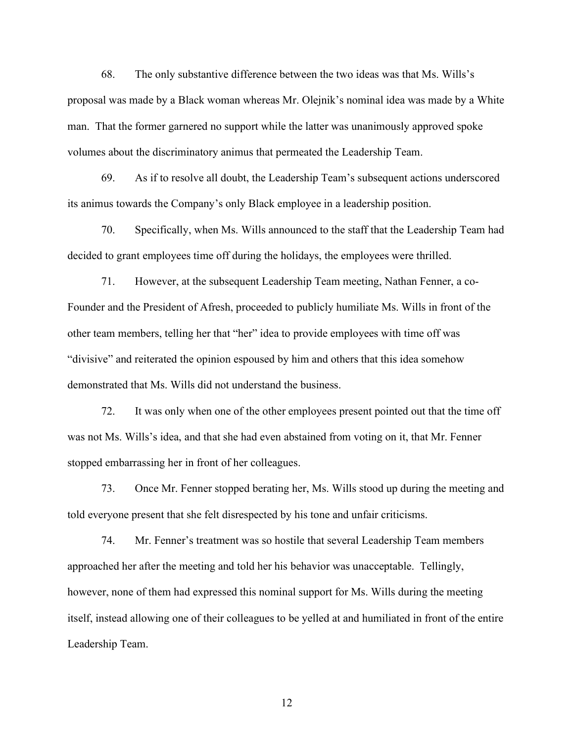68. The only substantive difference between the two ideas was that Ms. Wills's proposal was made by a Black woman whereas Mr. Olejnik's nominal idea was made by a White man. That the former garnered no support while the latter was unanimously approved spoke volumes about the discriminatory animus that permeated the Leadership Team.

69. As if to resolve all doubt, the Leadership Team's subsequent actions underscored its animus towards the Company's only Black employee in a leadership position.

70. Specifically, when Ms. Wills announced to the staff that the Leadership Team had decided to grant employees time off during the holidays, the employees were thrilled.

71. However, at the subsequent Leadership Team meeting, Nathan Fenner, a co-Founder and the President of Afresh, proceeded to publicly humiliate Ms. Wills in front of the other team members, telling her that "her" idea to provide employees with time off was "divisive" and reiterated the opinion espoused by him and others that this idea somehow demonstrated that Ms. Wills did not understand the business.

72. It was only when one of the other employees present pointed out that the time off was not Ms. Wills's idea, and that she had even abstained from voting on it, that Mr. Fenner stopped embarrassing her in front of her colleagues.

73. Once Mr. Fenner stopped berating her, Ms. Wills stood up during the meeting and told everyone present that she felt disrespected by his tone and unfair criticisms.

74. Mr. Fenner's treatment was so hostile that several Leadership Team members approached her after the meeting and told her his behavior was unacceptable. Tellingly, however, none of them had expressed this nominal support for Ms. Wills during the meeting itself, instead allowing one of their colleagues to be yelled at and humiliated in front of the entire Leadership Team.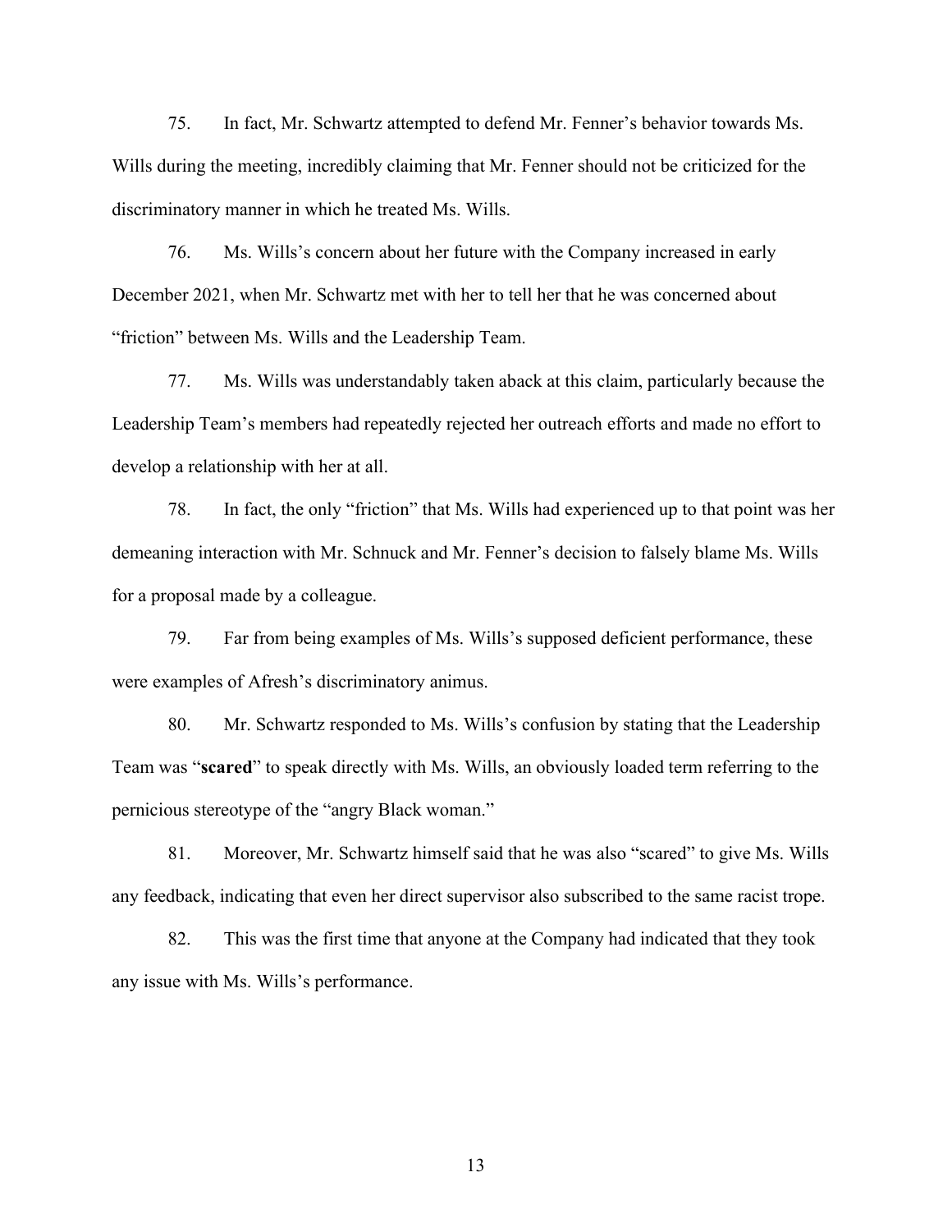75. In fact, Mr. Schwartz attempted to defend Mr. Fenner's behavior towards Ms. Wills during the meeting, incredibly claiming that Mr. Fenner should not be criticized for the discriminatory manner in which he treated Ms. Wills.

76. Ms. Wills's concern about her future with the Company increased in early December 2021, when Mr. Schwartz met with her to tell her that he was concerned about "friction" between Ms. Wills and the Leadership Team.

77. Ms. Wills was understandably taken aback at this claim, particularly because the Leadership Team's members had repeatedly rejected her outreach efforts and made no effort to develop a relationship with her at all.

78. In fact, the only "friction" that Ms. Wills had experienced up to that point was her demeaning interaction with Mr. Schnuck and Mr. Fenner's decision to falsely blame Ms. Wills for a proposal made by a colleague.

79. Far from being examples of Ms. Wills's supposed deficient performance, these were examples of Afresh's discriminatory animus.

80. Mr. Schwartz responded to Ms. Wills's confusion by stating that the Leadership Team was "**scared**" to speak directly with Ms. Wills, an obviously loaded term referring to the pernicious stereotype of the "angry Black woman."

81. Moreover, Mr. Schwartz himself said that he was also "scared" to give Ms. Wills any feedback, indicating that even her direct supervisor also subscribed to the same racist trope.

82. This was the first time that anyone at the Company had indicated that they took any issue with Ms. Wills's performance.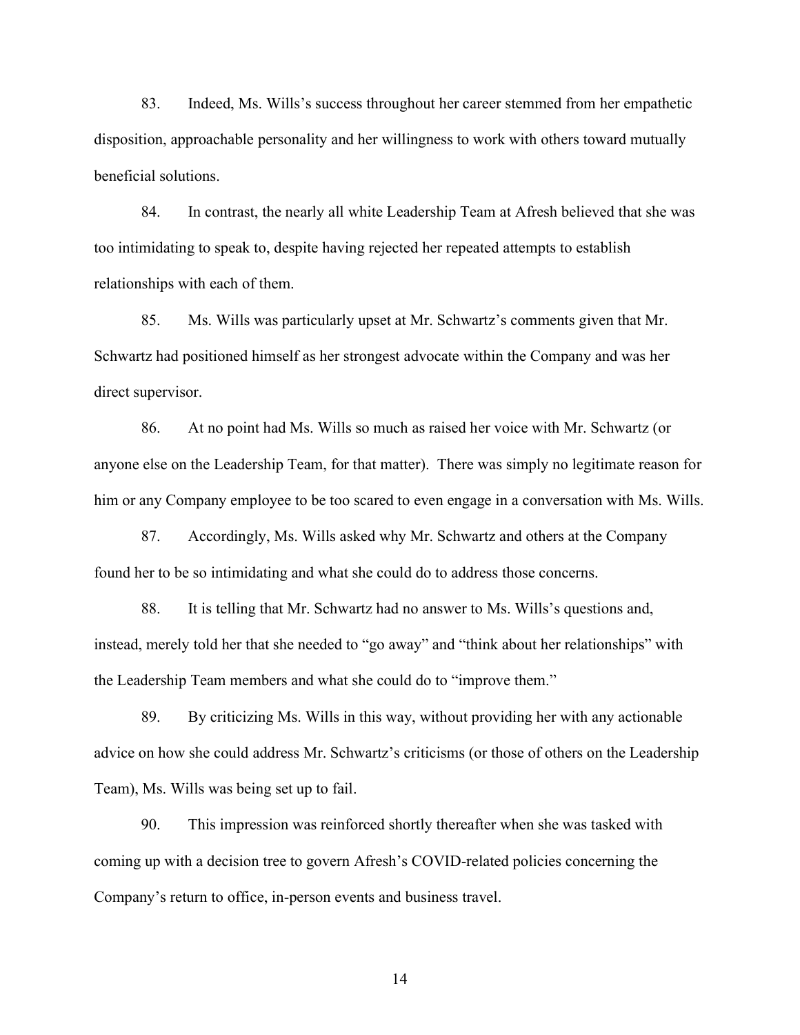83. Indeed, Ms. Wills's success throughout her career stemmed from her empathetic disposition, approachable personality and her willingness to work with others toward mutually beneficial solutions.

84. In contrast, the nearly all white Leadership Team at Afresh believed that she was too intimidating to speak to, despite having rejected her repeated attempts to establish relationships with each of them.

85. Ms. Wills was particularly upset at Mr. Schwartz's comments given that Mr. Schwartz had positioned himself as her strongest advocate within the Company and was her direct supervisor.

86. At no point had Ms. Wills so much as raised her voice with Mr. Schwartz (or anyone else on the Leadership Team, for that matter). There was simply no legitimate reason for him or any Company employee to be too scared to even engage in a conversation with Ms. Wills.

87. Accordingly, Ms. Wills asked why Mr. Schwartz and others at the Company found her to be so intimidating and what she could do to address those concerns.

88. It is telling that Mr. Schwartz had no answer to Ms. Wills's questions and, instead, merely told her that she needed to "go away" and "think about her relationships" with the Leadership Team members and what she could do to "improve them."

89. By criticizing Ms. Wills in this way, without providing her with any actionable advice on how she could address Mr. Schwartz's criticisms (or those of others on the Leadership Team), Ms. Wills was being set up to fail.

90. This impression was reinforced shortly thereafter when she was tasked with coming up with a decision tree to govern Afresh's COVID-related policies concerning the Company's return to office, in-person events and business travel.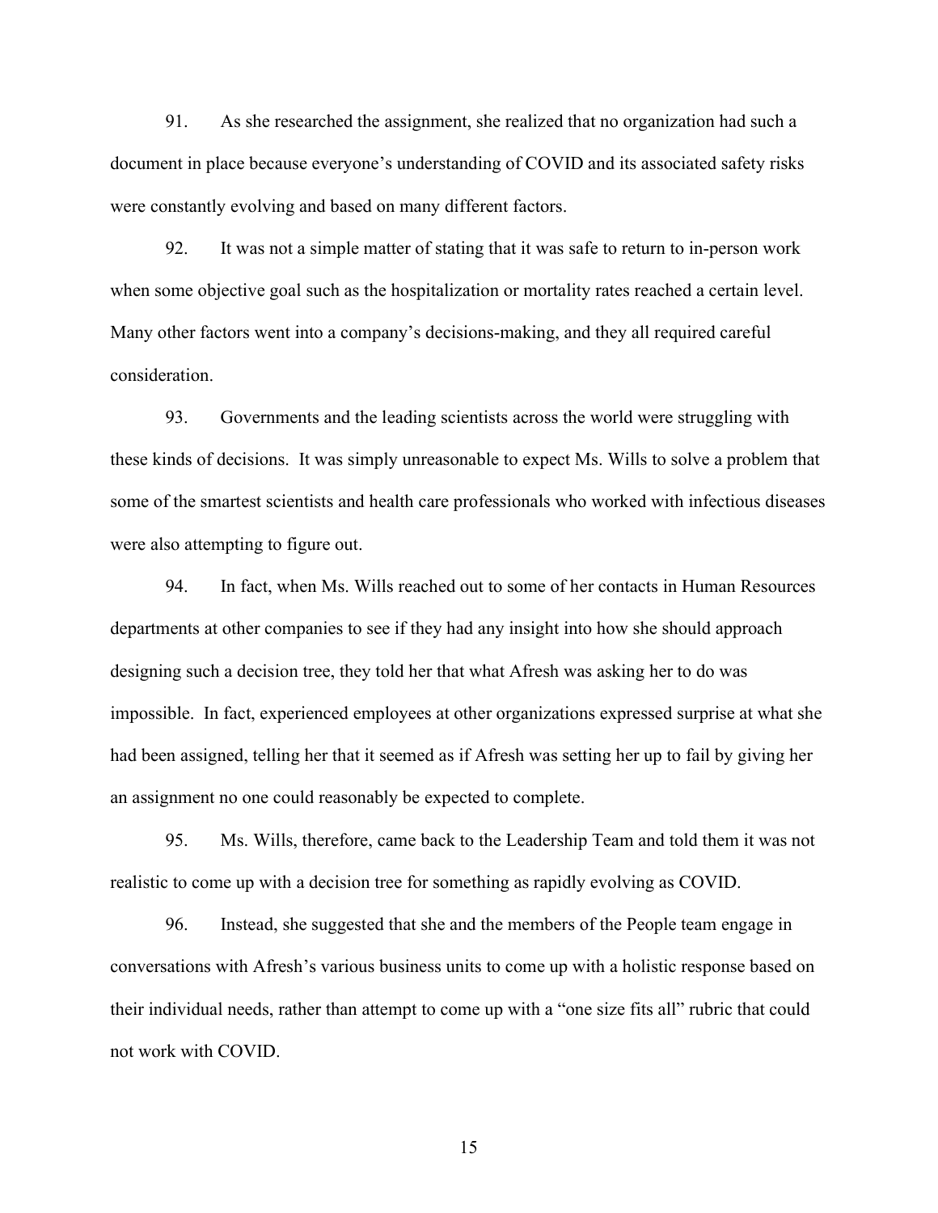91. As she researched the assignment, she realized that no organization had such a document in place because everyone's understanding of COVID and its associated safety risks were constantly evolving and based on many different factors.

92. It was not a simple matter of stating that it was safe to return to in-person work when some objective goal such as the hospitalization or mortality rates reached a certain level. Many other factors went into a company's decisions-making, and they all required careful consideration.

93. Governments and the leading scientists across the world were struggling with these kinds of decisions. It was simply unreasonable to expect Ms. Wills to solve a problem that some of the smartest scientists and health care professionals who worked with infectious diseases were also attempting to figure out.

94. In fact, when Ms. Wills reached out to some of her contacts in Human Resources departments at other companies to see if they had any insight into how she should approach designing such a decision tree, they told her that what Afresh was asking her to do was impossible. In fact, experienced employees at other organizations expressed surprise at what she had been assigned, telling her that it seemed as if Afresh was setting her up to fail by giving her an assignment no one could reasonably be expected to complete.

95. Ms. Wills, therefore, came back to the Leadership Team and told them it was not realistic to come up with a decision tree for something as rapidly evolving as COVID.

96. Instead, she suggested that she and the members of the People team engage in conversations with Afresh's various business units to come up with a holistic response based on their individual needs, rather than attempt to come up with a "one size fits all" rubric that could not work with COVID.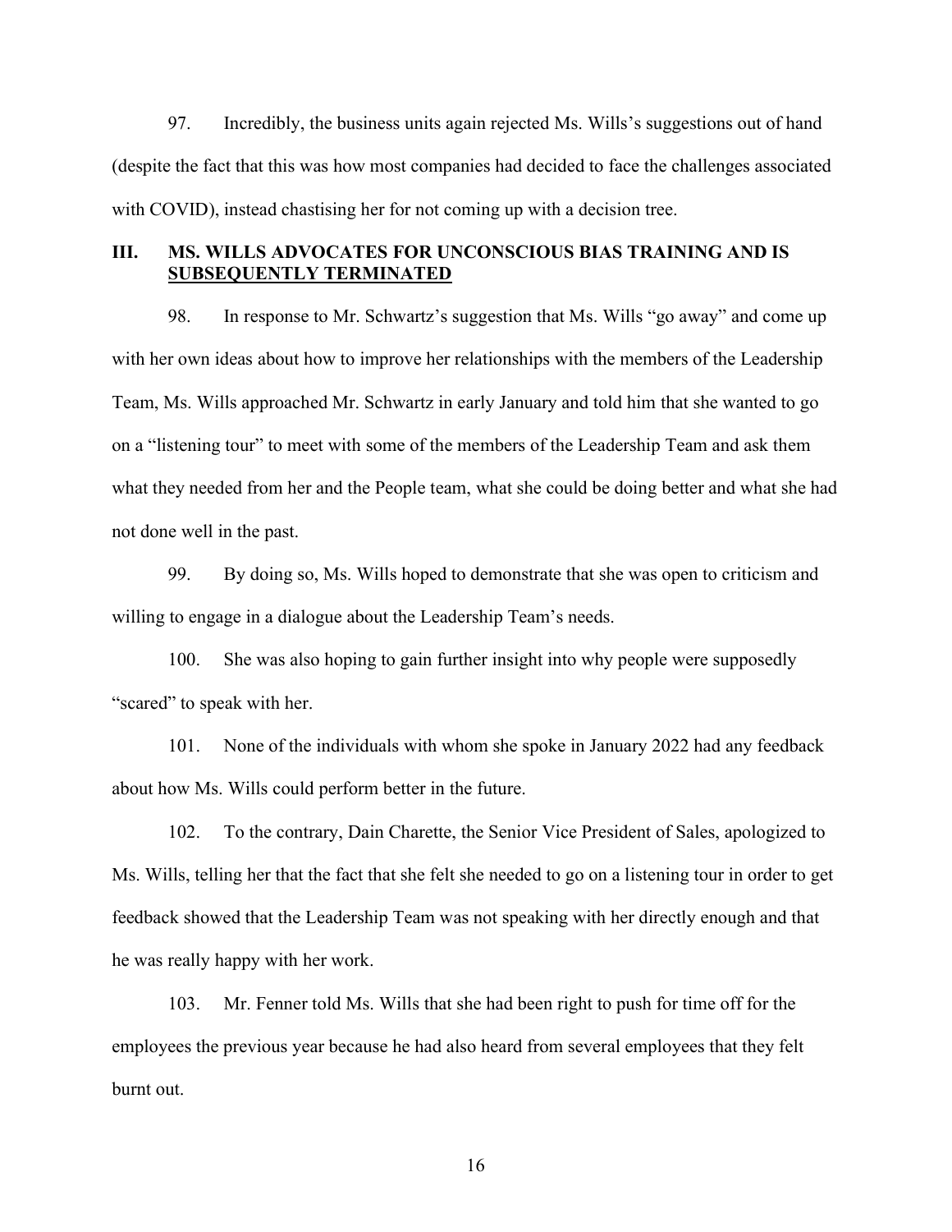97. Incredibly, the business units again rejected Ms. Wills's suggestions out of hand (despite the fact that this was how most companies had decided to face the challenges associated with COVID), instead chastising her for not coming up with a decision tree.

## III. MS. WILLS ADVOCATES FOR UNCONSCIOUS BIAS TRAINING AND IS SUBSEQUENTLY TERMINATED

98. In response to Mr. Schwartz's suggestion that Ms. Wills "go away" and come up with her own ideas about how to improve her relationships with the members of the Leadership Team, Ms. Wills approached Mr. Schwartz in early January and told him that she wanted to go on a "listening tour" to meet with some of the members of the Leadership Team and ask them what they needed from her and the People team, what she could be doing better and what she had not done well in the past.

99. By doing so, Ms. Wills hoped to demonstrate that she was open to criticism and willing to engage in a dialogue about the Leadership Team's needs.

100. She was also hoping to gain further insight into why people were supposedly "scared" to speak with her.

101. None of the individuals with whom she spoke in January 2022 had any feedback about how Ms. Wills could perform better in the future.

102. To the contrary, Dain Charette, the Senior Vice President of Sales, apologized to Ms. Wills, telling her that the fact that she felt she needed to go on a listening tour in order to get feedback showed that the Leadership Team was not speaking with her directly enough and that he was really happy with her work.

103. Mr. Fenner told Ms. Wills that she had been right to push for time off for the employees the previous year because he had also heard from several employees that they felt burnt out.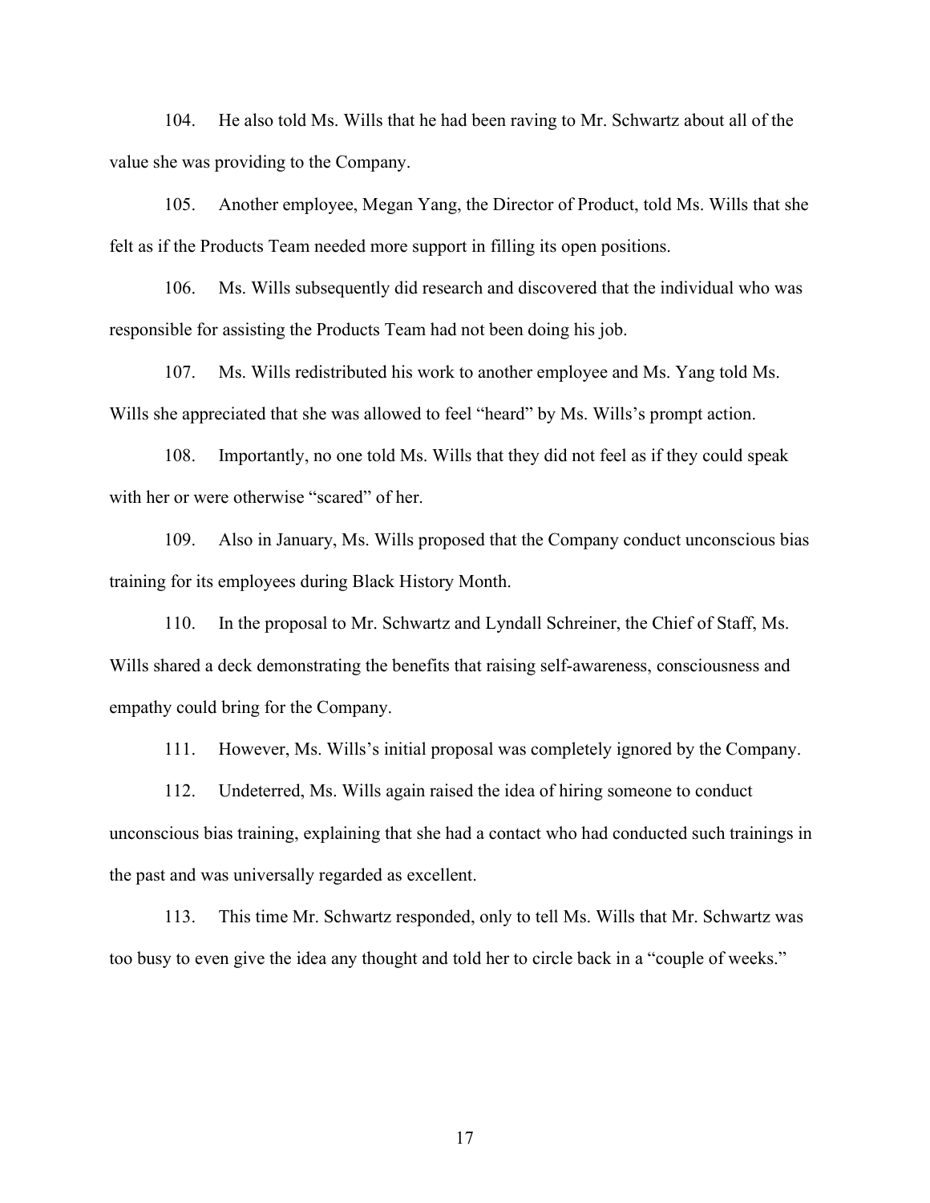104. He also told Ms. Wills that he had been raving to Mr. Schwartz about all of the value she was providing to the Company.

105. Another employee, Megan Yang, the Director of Product, told Ms. Wills that she felt as if the Products Team needed more support in filling its open positions.

106. Ms. Wills subsequently did research and discovered that the individual who was responsible for assisting the Products Team had not been doing his job.

107. Ms. Wills redistributed his work to another employee and Ms. Yang told Ms. Wills she appreciated that she was allowed to feel "heard" by Ms. Wills's prompt action.

108. Importantly, no one told Ms. Wills that they did not feel as if they could speak with her or were otherwise "scared" of her.

109. Also in January, Ms. Wills proposed that the Company conduct unconscious bias training for its employees during Black History Month.

110. In the proposal to Mr. Schwartz and Lyndall Schreiner, the Chief of Staff, Ms. Wills shared a deck demonstrating the benefits that raising self-awareness, consciousness and empathy could bring for the Company.

111. However, Ms. Wills's initial proposal was completely ignored by the Company.

112. Undeterred, Ms. Wills again raised the idea of hiring someone to conduct unconscious bias training, explaining that she had a contact who had conducted such trainings in the past and was universally regarded as excellent.

113. This time Mr. Schwartz responded, only to tell Ms. Wills that Mr. Schwartz was too busy to even give the idea any thought and told her to circle back in a "couple of weeks."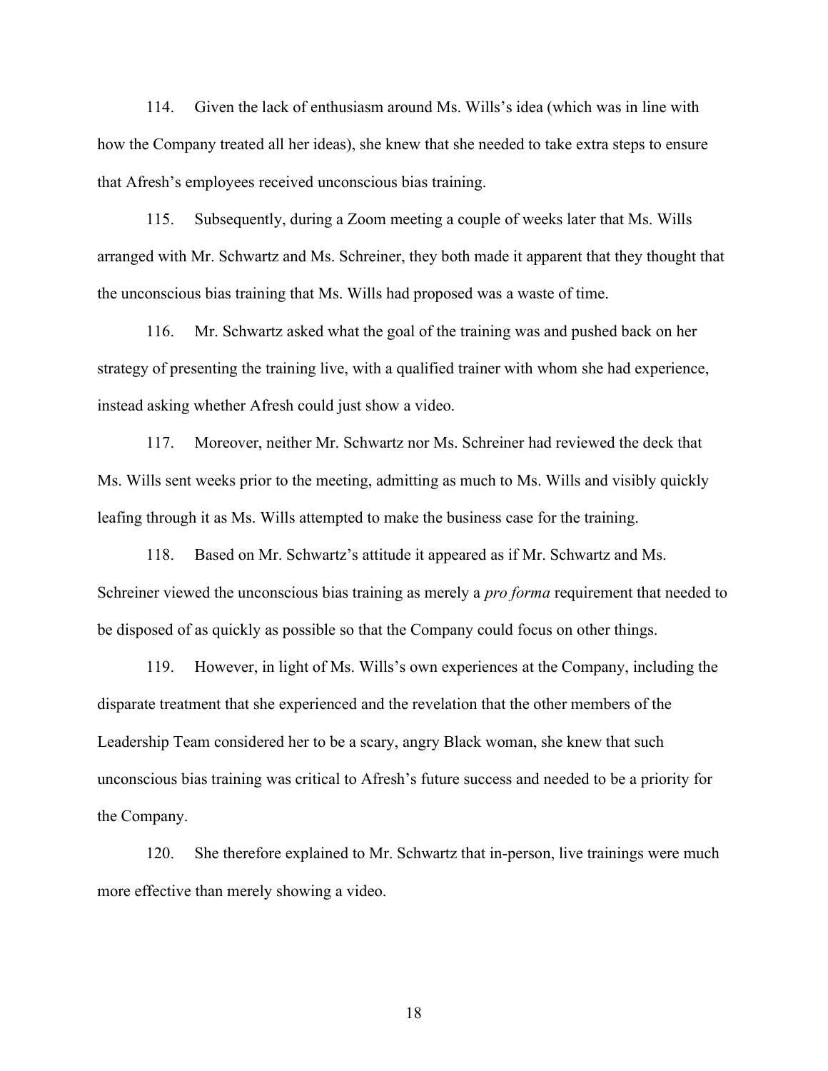114. Given the lack of enthusiasm around Ms. Wills's idea (which was in line with how the Company treated all her ideas), she knew that she needed to take extra steps to ensure that Afresh's employees received unconscious bias training.

115. Subsequently, during a Zoom meeting a couple of weeks later that Ms. Wills arranged with Mr. Schwartz and Ms. Schreiner, they both made it apparent that they thought that the unconscious bias training that Ms. Wills had proposed was a waste of time.

116. Mr. Schwartz asked what the goal of the training was and pushed back on her strategy of presenting the training live, with a qualified trainer with whom she had experience, instead asking whether Afresh could just show a video.

117. Moreover, neither Mr. Schwartz nor Ms. Schreiner had reviewed the deck that Ms. Wills sent weeks prior to the meeting, admitting as much to Ms. Wills and visibly quickly leafing through it as Ms. Wills attempted to make the business case for the training.

118. Based on Mr. Schwartz's attitude it appeared as if Mr. Schwartz and Ms. Schreiner viewed the unconscious bias training as merely a *pro forma* requirement that needed to be disposed of as quickly as possible so that the Company could focus on other things.

119. However, in light of Ms. Wills's own experiences at the Company, including the disparate treatment that she experienced and the revelation that the other members of the Leadership Team considered her to be a scary, angry Black woman, she knew that such unconscious bias training was critical to Afresh's future success and needed to be a priority for the Company.

120. She therefore explained to Mr. Schwartz that in-person, live trainings were much more effective than merely showing a video.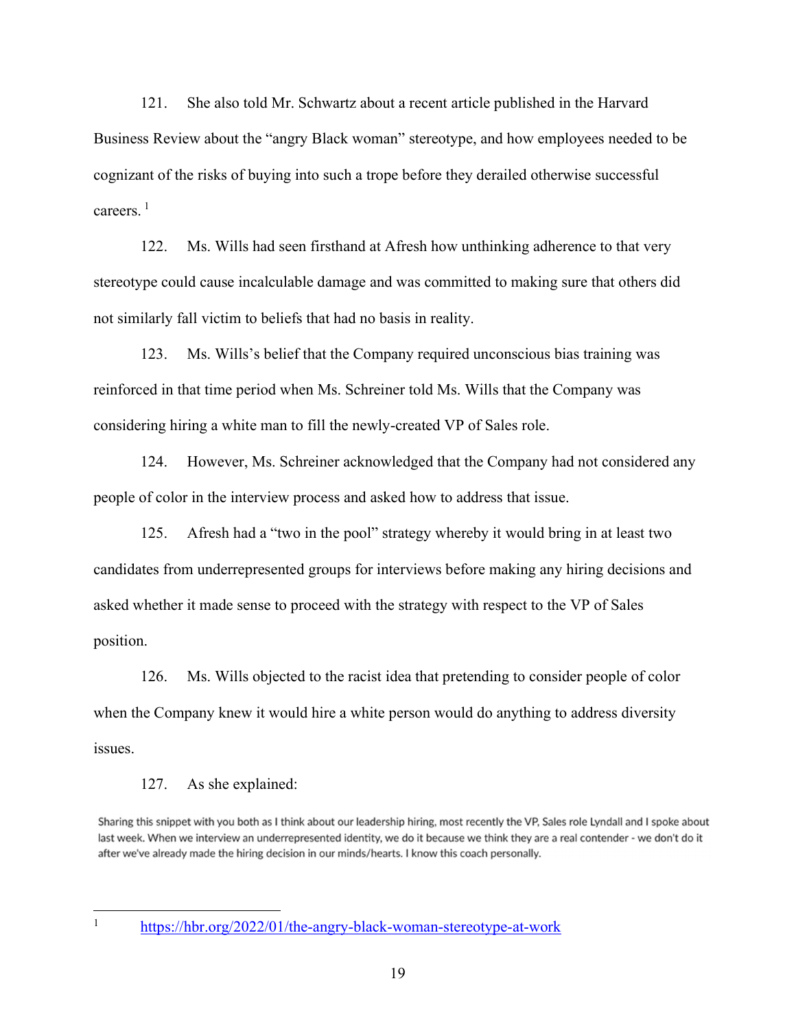121. She also told Mr. Schwartz about a recent article published in the Harvard Business Review about the "angry Black woman" stereotype, and how employees needed to be cognizant of the risks of buying into such a trope before they derailed otherwise successful careers. [1]

122. Ms. Wills had seen firsthand at Afresh how unthinking adherence to that very stereotype could cause incalculable damage and was committed to making sure that others did not similarly fall victim to beliefs that had no basis in reality.

123. Ms. Wills's belief that the Company required unconscious bias training was reinforced in that time period when Ms. Schreiner told Ms. Wills that the Company was considering hiring a white man to fill the newly-created VP of Sales role.

124. However, Ms. Schreiner acknowledged that the Company had not considered any people of color in the interview process and asked how to address that issue.

125. Afresh had a "two in the pool" strategy whereby it would bring in at least two candidates from underrepresented groups for interviews before making any hiring decisions and asked whether it made sense to proceed with the strategy with respect to the VP of Sales position.

126. Ms. Wills objected to the racist idea that pretending to consider people of color when the Company knew it would hire a white person would do anything to address diversity issues.

127. As she explained:

> Sharing this snippet with you both as I think about our leadership hiring, most recently the VP, Sales role Lyndall and I spoke about last week. When we interview an underrepresented identity, we do it because we think they are a real contender - we don't do it after we've already made the hiring decision in our minds/hearts. I know this coach personally.

---

[1] https://hbr.org/2022/01/the-angry-black-woman-stereotype-at-work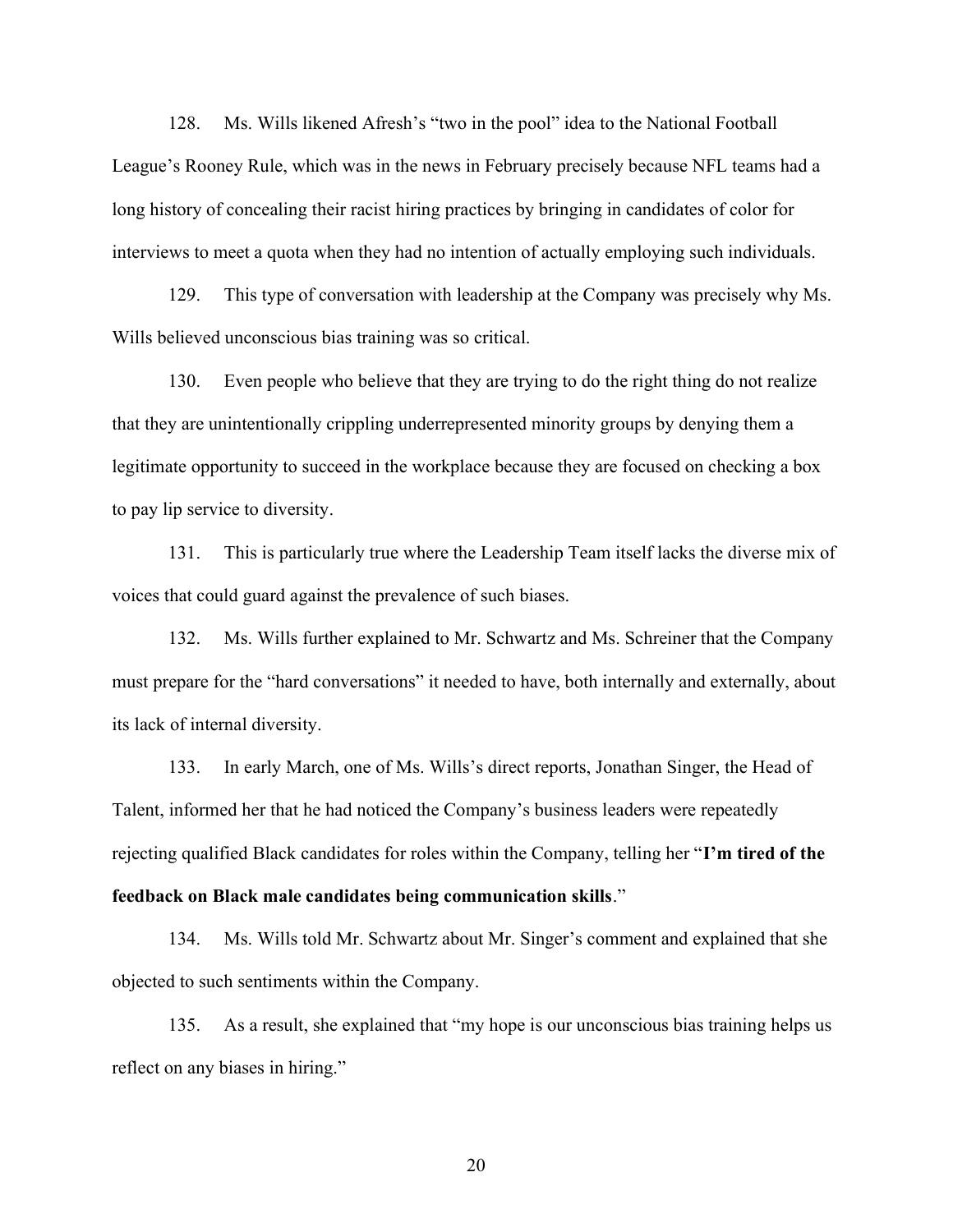128. Ms. Wills likened Afresh's "two in the pool" idea to the National Football League's Rooney Rule, which was in the news in February precisely because NFL teams had a long history of concealing their racist hiring practices by bringing in candidates of color for interviews to meet a quota when they had no intention of actually employing such individuals.

129. This type of conversation with leadership at the Company was precisely why Ms. Wills believed unconscious bias training was so critical.

130. Even people who believe that they are trying to do the right thing do not realize that they are unintentionally crippling underrepresented minority groups by denying them a legitimate opportunity to succeed in the workplace because they are focused on checking a box to pay lip service to diversity.

131. This is particularly true where the Leadership Team itself lacks the diverse mix of voices that could guard against the prevalence of such biases.

132. Ms. Wills further explained to Mr. Schwartz and Ms. Schreiner that the Company must prepare for the "hard conversations" it needed to have, both internally and externally, about its lack of internal diversity.

133. In early March, one of Ms. Wills's direct reports, Jonathan Singer, the Head of Talent, informed her that he had noticed the Company's business leaders were repeatedly rejecting qualified Black candidates for roles within the Company, telling her "**I'm tired of the feedback on Black male candidates being communication skills**."

134. Ms. Wills told Mr. Schwartz about Mr. Singer's comment and explained that she objected to such sentiments within the Company.

135. As a result, she explained that "my hope is our unconscious bias training helps us reflect on any biases in hiring."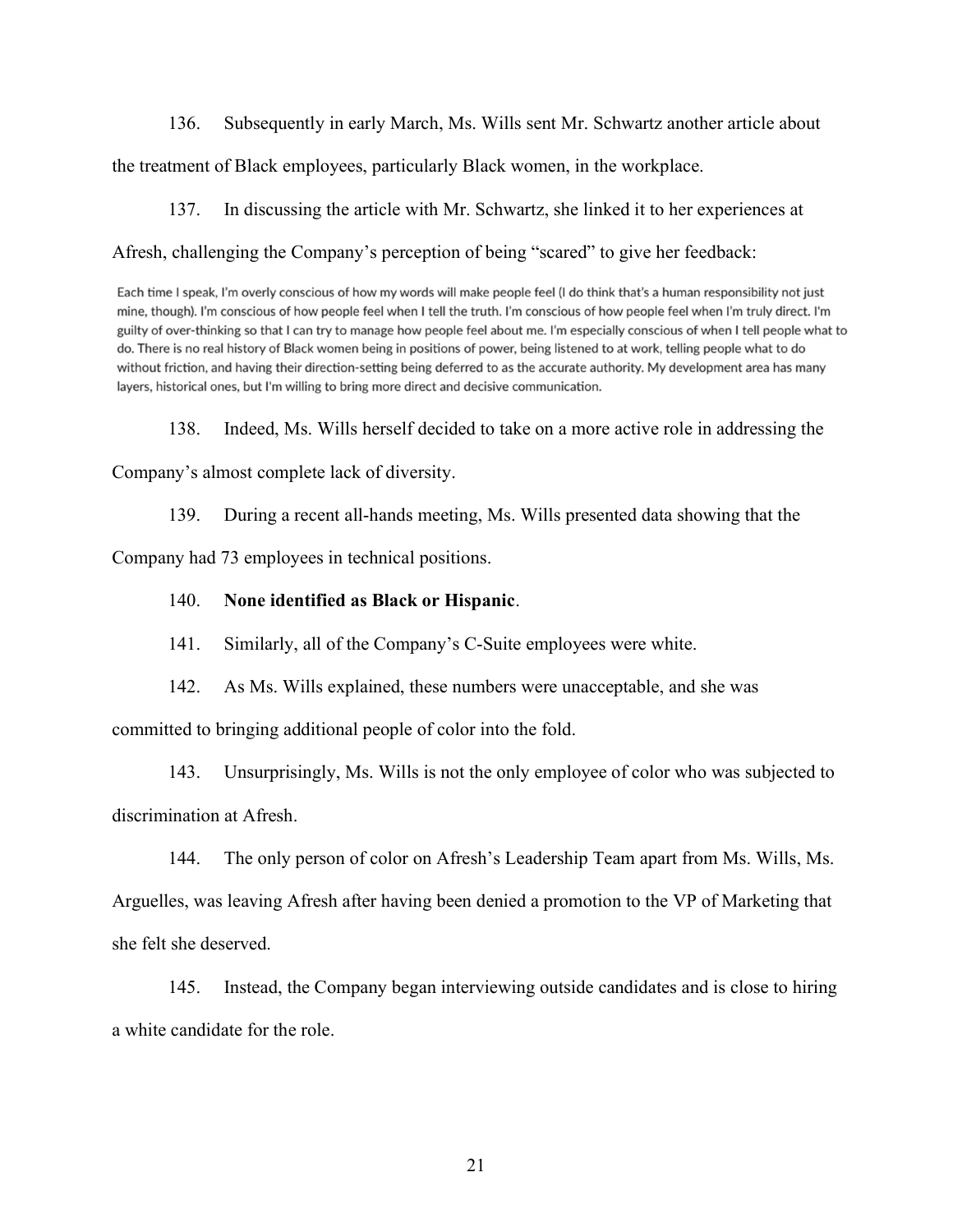136. Subsequently in early March, Ms. Wills sent Mr. Schwartz another article about the treatment of Black employees, particularly Black women, in the workplace.

137. In discussing the article with Mr. Schwartz, she linked it to her experiences at Afresh, challenging the Company's perception of being "scared" to give her feedback:

> Each time I speak, I'm overly conscious of how my words will make people feel (I do think that's a human responsibility not just mine, though). I'm conscious of how people feel when I tell the truth. I'm conscious of how people feel when I'm truly direct. I'm guilty of over-thinking so that I can try to manage how people feel about me. I'm especially conscious of when I tell people what to do. There is no real history of Black women being in positions of power, being listened to at work, telling people what to do without friction, and having their direction-setting being deferred to as the accurate authority. My development area has many layers, historical ones, but I'm willing to bring more direct and decisive communication.

138. Indeed, Ms. Wills herself decided to take on a more active role in addressing the Company's almost complete lack of diversity.

139. During a recent all-hands meeting, Ms. Wills presented data showing that the Company had 73 employees in technical positions.

140. **None identified as Black or Hispanic**.

141. Similarly, all of the Company's C-Suite employees were white.

142. As Ms. Wills explained, these numbers were unacceptable, and she was committed to bringing additional people of color into the fold.

143. Unsurprisingly, Ms. Wills is not the only employee of color who was subjected to discrimination at Afresh.

144. The only person of color on Afresh's Leadership Team apart from Ms. Wills, Ms. Arguelles, was leaving Afresh after having been denied a promotion to the VP of Marketing that she felt she deserved.

145. Instead, the Company began interviewing outside candidates and is close to hiring a white candidate for the role.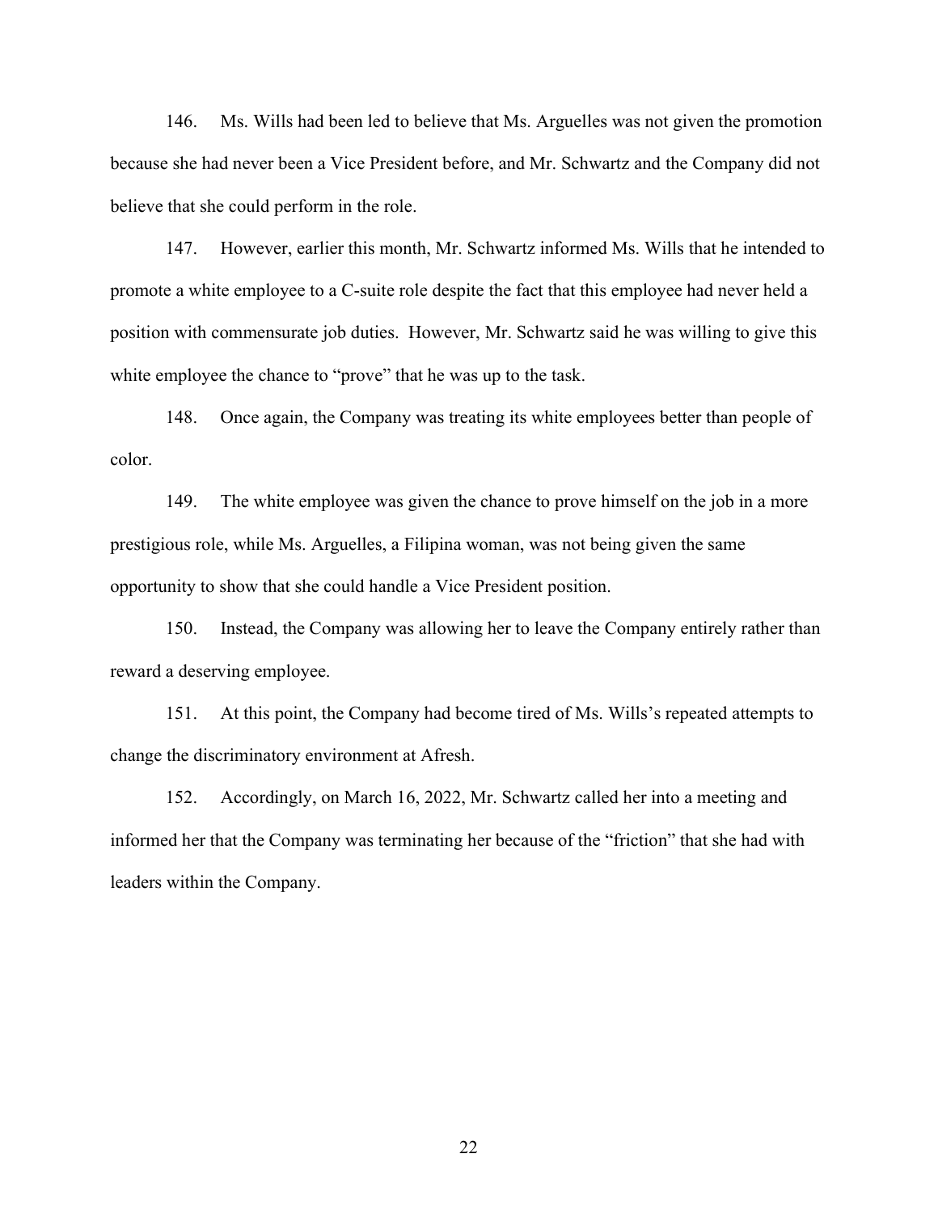146. Ms. Wills had been led to believe that Ms. Arguelles was not given the promotion because she had never been a Vice President before, and Mr. Schwartz and the Company did not believe that she could perform in the role.

147. However, earlier this month, Mr. Schwartz informed Ms. Wills that he intended to promote a white employee to a C-suite role despite the fact that this employee had never held a position with commensurate job duties. However, Mr. Schwartz said he was willing to give this white employee the chance to "prove" that he was up to the task.

148. Once again, the Company was treating its white employees better than people of color.

149. The white employee was given the chance to prove himself on the job in a more prestigious role, while Ms. Arguelles, a Filipina woman, was not being given the same opportunity to show that she could handle a Vice President position.

150. Instead, the Company was allowing her to leave the Company entirely rather than reward a deserving employee.

151. At this point, the Company had become tired of Ms. Wills's repeated attempts to change the discriminatory environment at Afresh.

152. Accordingly, on March 16, 2022, Mr. Schwartz called her into a meeting and informed her that the Company was terminating her because of the "friction" that she had with leaders within the Company.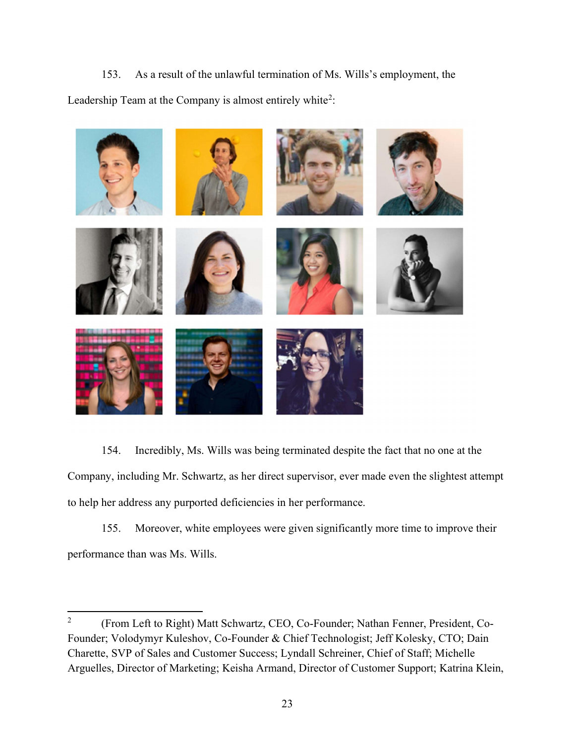153. As a result of the unlawful termination of Ms. Wills's employment, the Leadership Team at the Company is almost entirely white[2]:

154. Incredibly, Ms. Wills was being terminated despite the fact that no one at the Company, including Mr. Schwartz, as her direct supervisor, ever made even the slightest attempt to help her address any purported deficiencies in her performance.

155. Moreover, white employees were given significantly more time to improve their performance than was Ms. Wills.

---

[2] (From Left to Right) Matt Schwartz, CEO, Co-Founder; Nathan Fenner, President, Co-Founder; Volodymyr Kuleshov, Co-Founder & Chief Technologist; Jeff Kolesky, CTO; Dain Charette, SVP of Sales and Customer Success; Lyndall Schreiner, Chief of Staff; Michelle Arguelles, Director of Marketing; Keisha Armand, Director of Customer Support; Katrina Klein,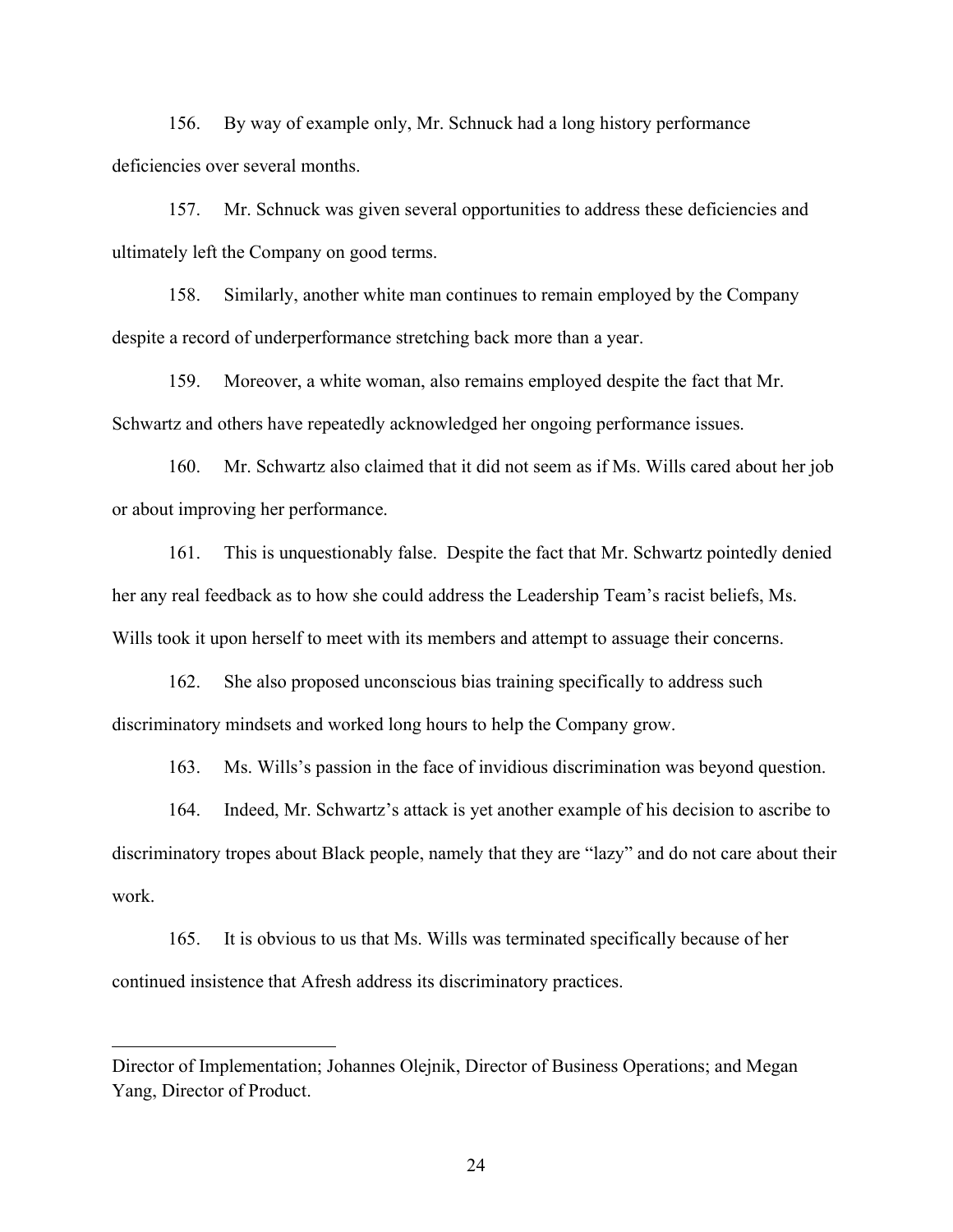156. By way of example only, Mr. Schnuck had a long history performance deficiencies over several months.

157. Mr. Schnuck was given several opportunities to address these deficiencies and ultimately left the Company on good terms.

158. Similarly, another white man continues to remain employed by the Company despite a record of underperformance stretching back more than a year.

159. Moreover, a white woman, also remains employed despite the fact that Mr. Schwartz and others have repeatedly acknowledged her ongoing performance issues.

160. Mr. Schwartz also claimed that it did not seem as if Ms. Wills cared about her job or about improving her performance.

161. This is unquestionably false. Despite the fact that Mr. Schwartz pointedly denied her any real feedback as to how she could address the Leadership Team's racist beliefs, Ms. Wills took it upon herself to meet with its members and attempt to assuage their concerns.

162. She also proposed unconscious bias training specifically to address such discriminatory mindsets and worked long hours to help the Company grow.

163. Ms. Wills's passion in the face of invidious discrimination was beyond question.

164. Indeed, Mr. Schwartz's attack is yet another example of his decision to ascribe to discriminatory tropes about Black people, namely that they are "lazy" and do not care about their work.

165. It is obvious to us that Ms. Wills was terminated specifically because of her continued insistence that Afresh address its discriminatory practices.

---

Director of Implementation; Johannes Olejnik, Director of Business Operations; and Megan Yang, Director of Product.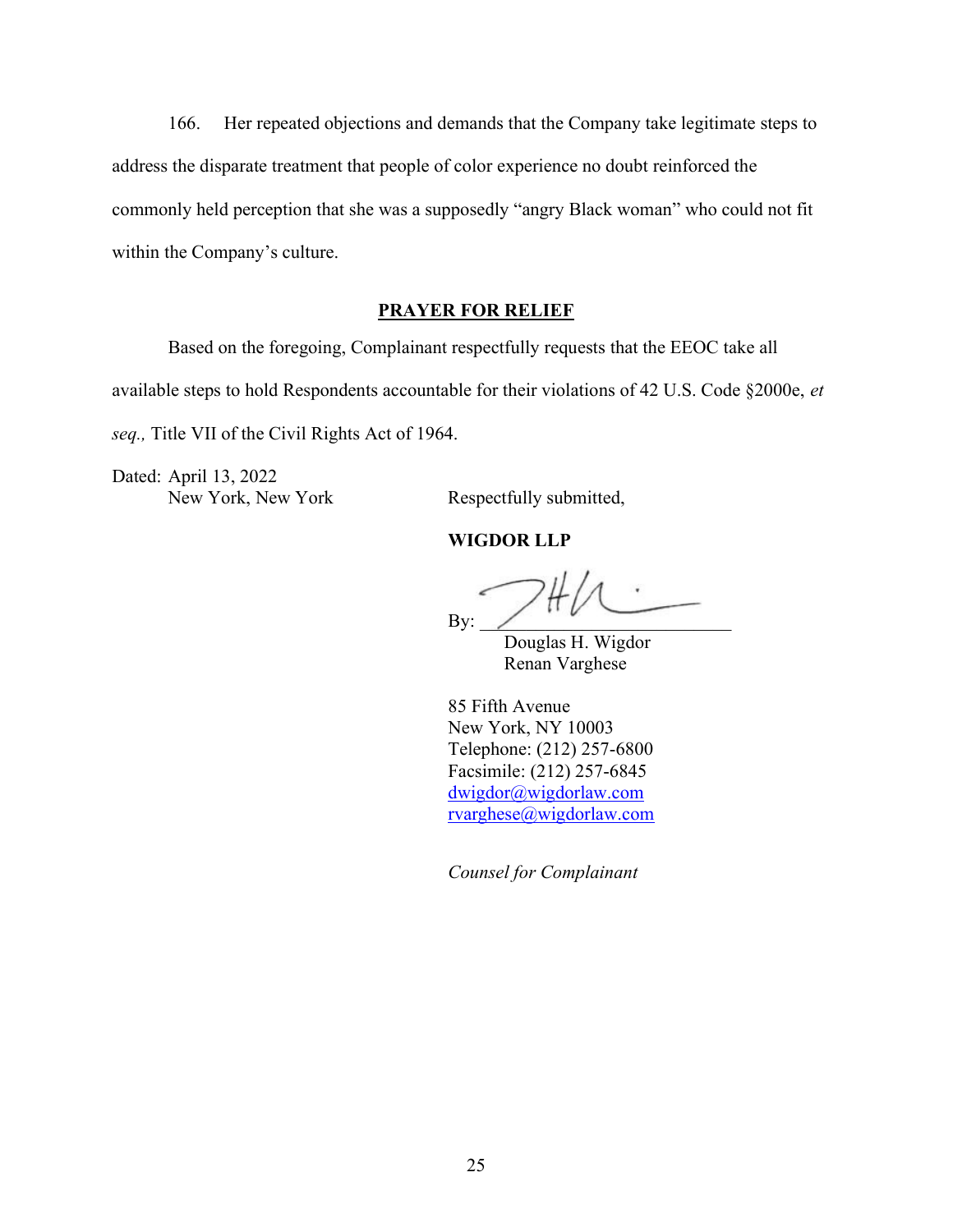166. Her repeated objections and demands that the Company take legitimate steps to address the disparate treatment that people of color experience no doubt reinforced the commonly held perception that she was a supposedly "angry Black woman" who could not fit within the Company's culture.

## PRAYER FOR RELIEF

Based on the foregoing, Complainant respectfully requests that the EEOC take all available steps to hold Respondents accountable for their violations of 42 U.S. Code §2000e, *et seq.,* Title VII of the Civil Rights Act of 1964.

Dated: April 13, 2022
New York, New York

Respectfully submitted,

**WIGDOR LLP**

By: ____________________________
Douglas H. Wigdor
Renan Varghese

85 Fifth Avenue
New York, NY 10003
Telephone: (212) 257-6800
Facsimile: (212) 257-6845
dwigdor@wigdorlaw.com
rvarghese@wigdorlaw.com

*Counsel for Complainant*